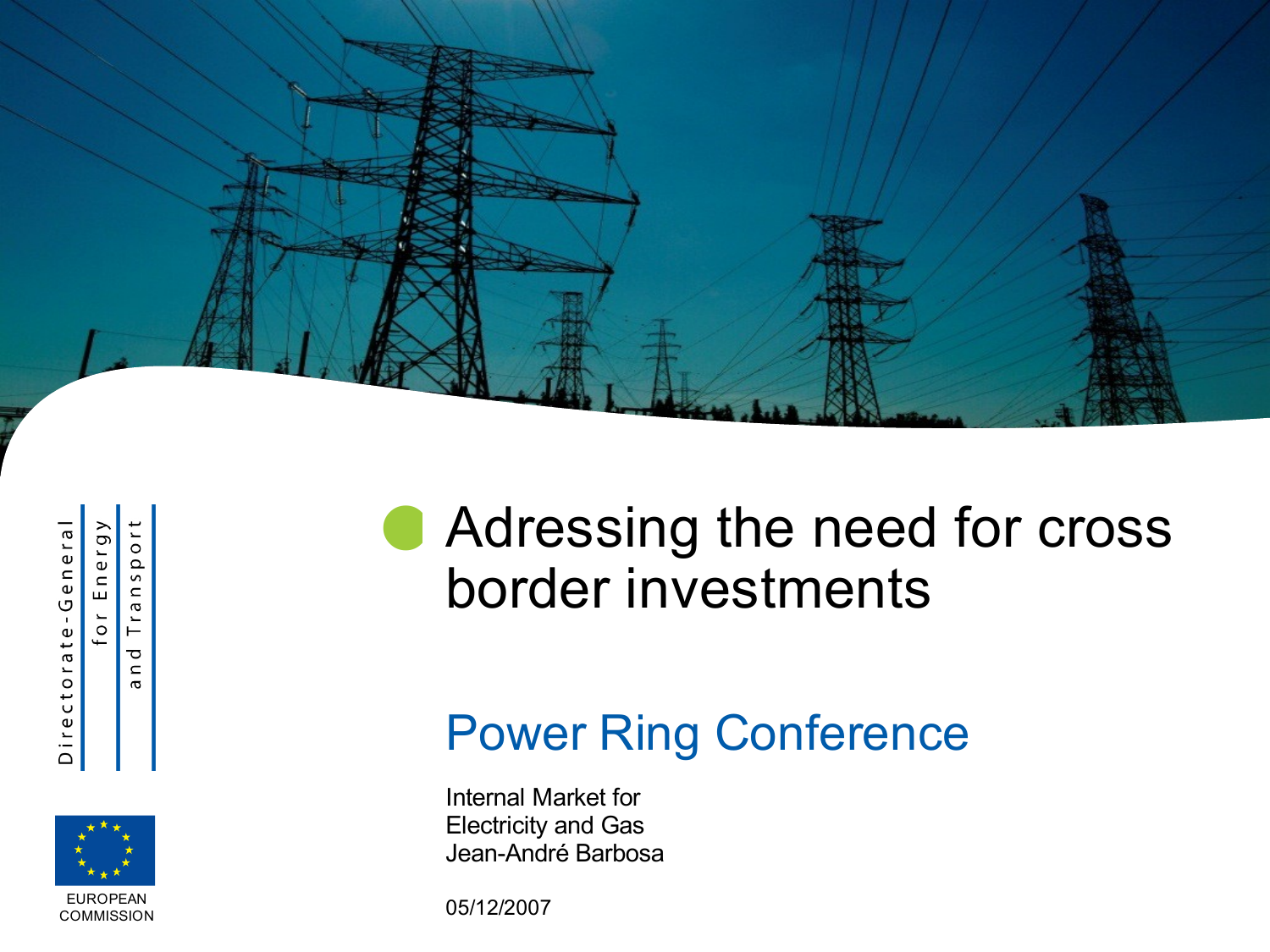# Adressing the need for cross border investments

## Power Ring Conference

Internal Market for
Electricity and Gas
Jean-André Barbosa

05/12/2007

Directorate-General for Energy and Transport

EUROPEAN COMMISSION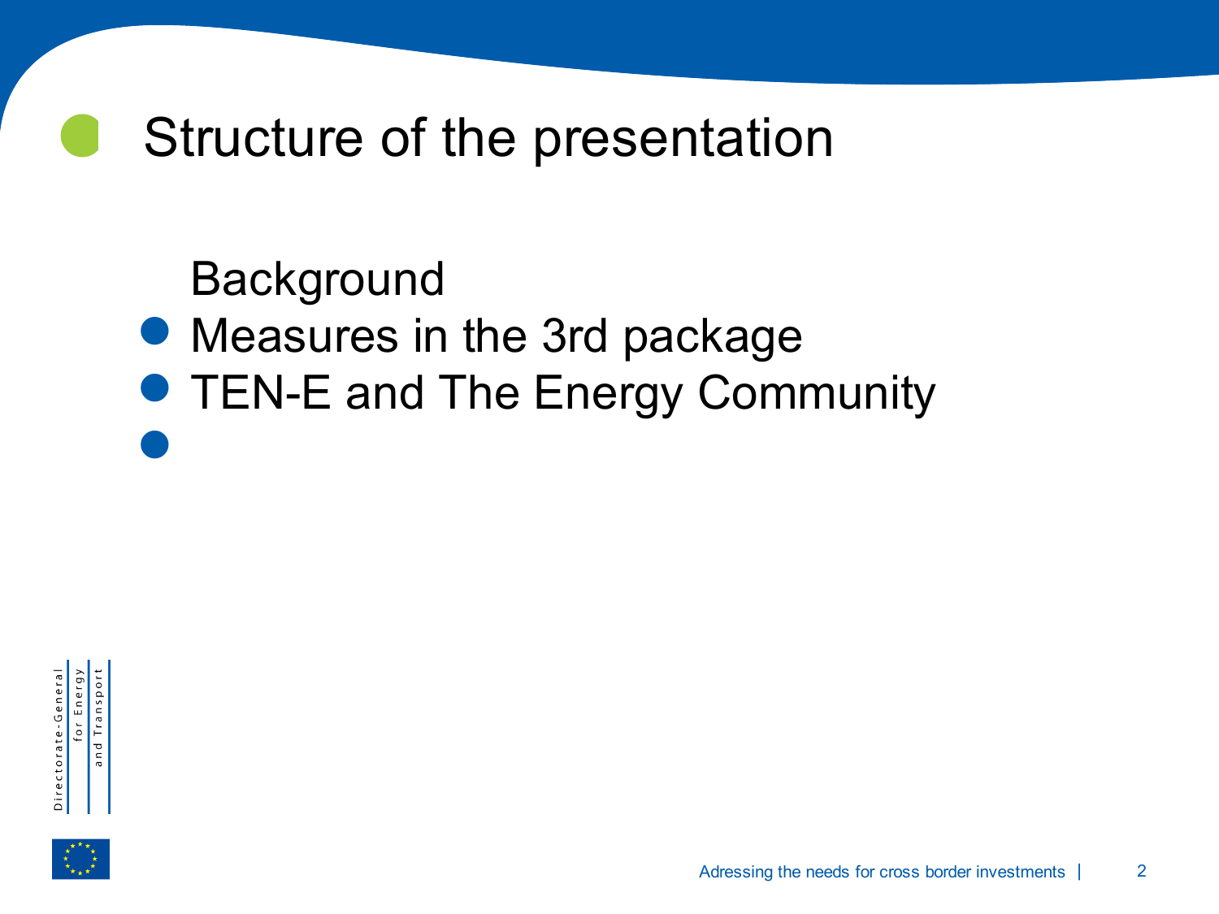# Structure of the presentation

- Background
- Measures in the 3rd package
- TEN-E and The Energy Community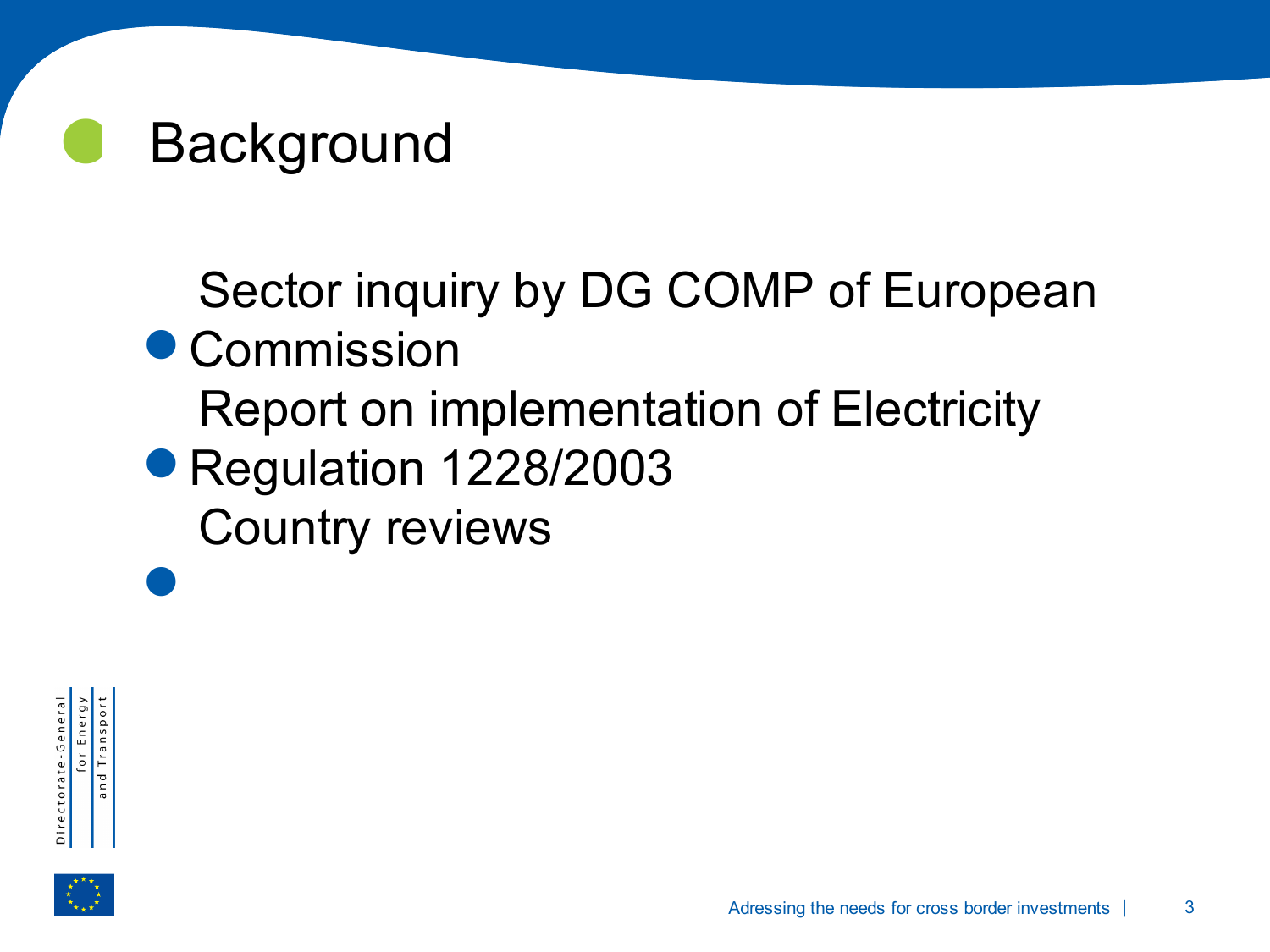# Background

- Sector inquiry by DG COMP of European Commission
- Report on implementation of Electricity Regulation 1228/2003
- Country reviews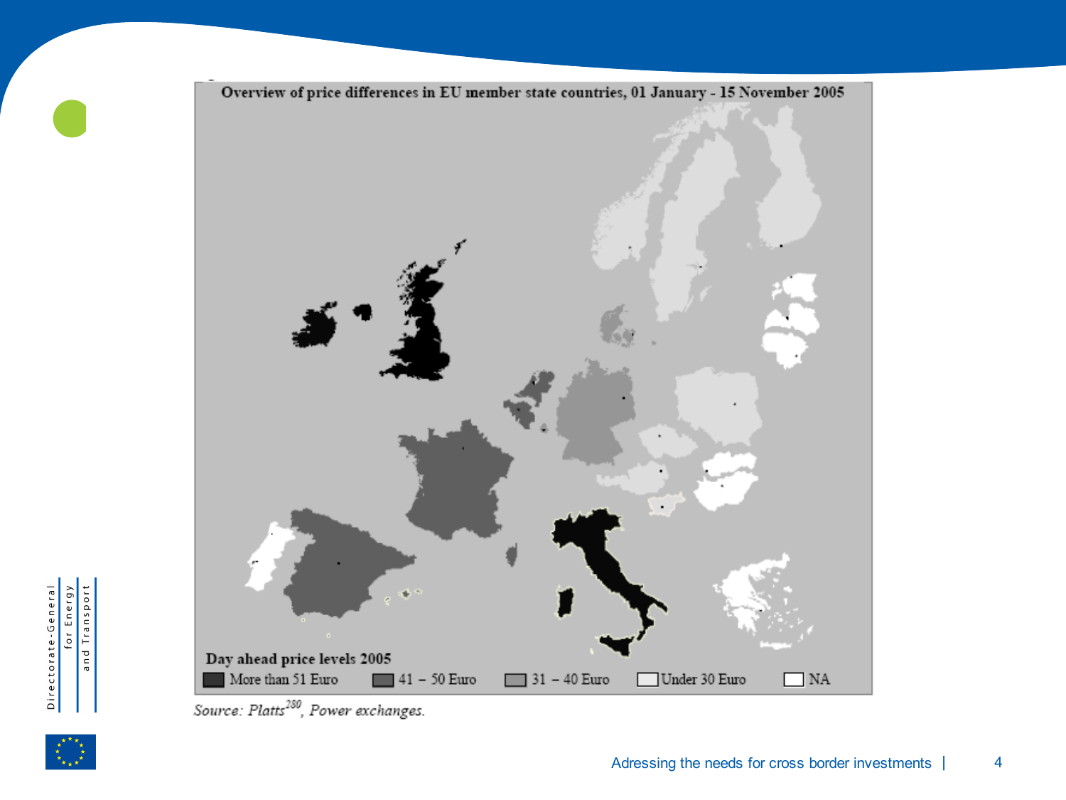**Overview of price differences in EU member state countries, 01 January - 15 November 2005**

**Day ahead price levels 2005**

- More than 51 Euro
- 41 – 50 Euro
- 31 – 40 Euro
- Under 30 Euro
- NA

*Source: Platts*[280]*, Power exchanges.*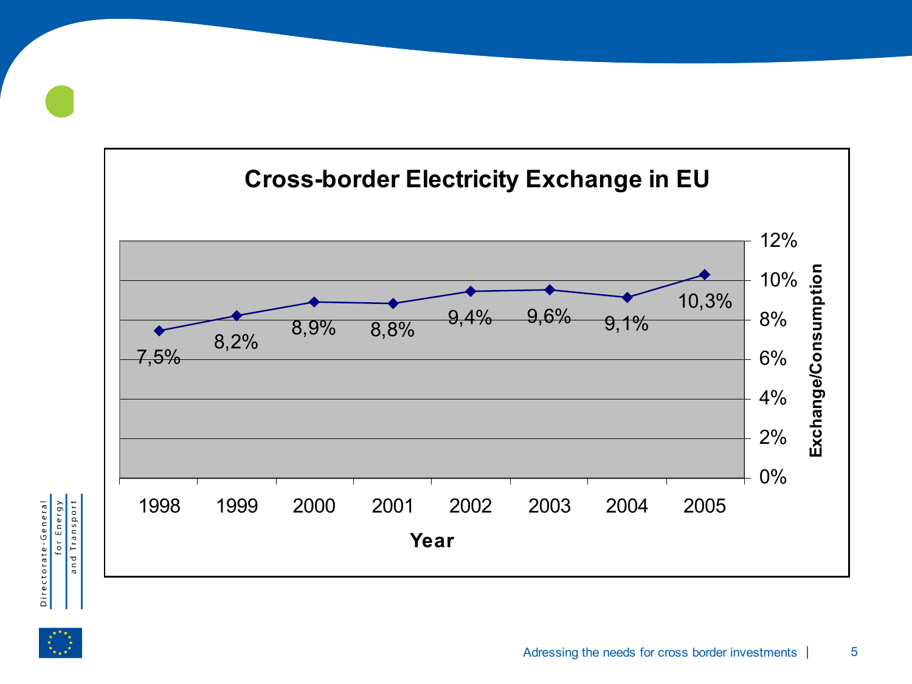## Cross-border Electricity Exchange in EU

| Year | Exchange/Consumption |
|---|---|
| 1998 | 7,5% |
| 1999 | 8,2% |
| 2000 | 8,9% |
| 2001 | 8,8% |
| 2002 | 9,4% |
| 2003 | 9,6% |
| 2004 | 9,1% |
| 2005 | 10,3% |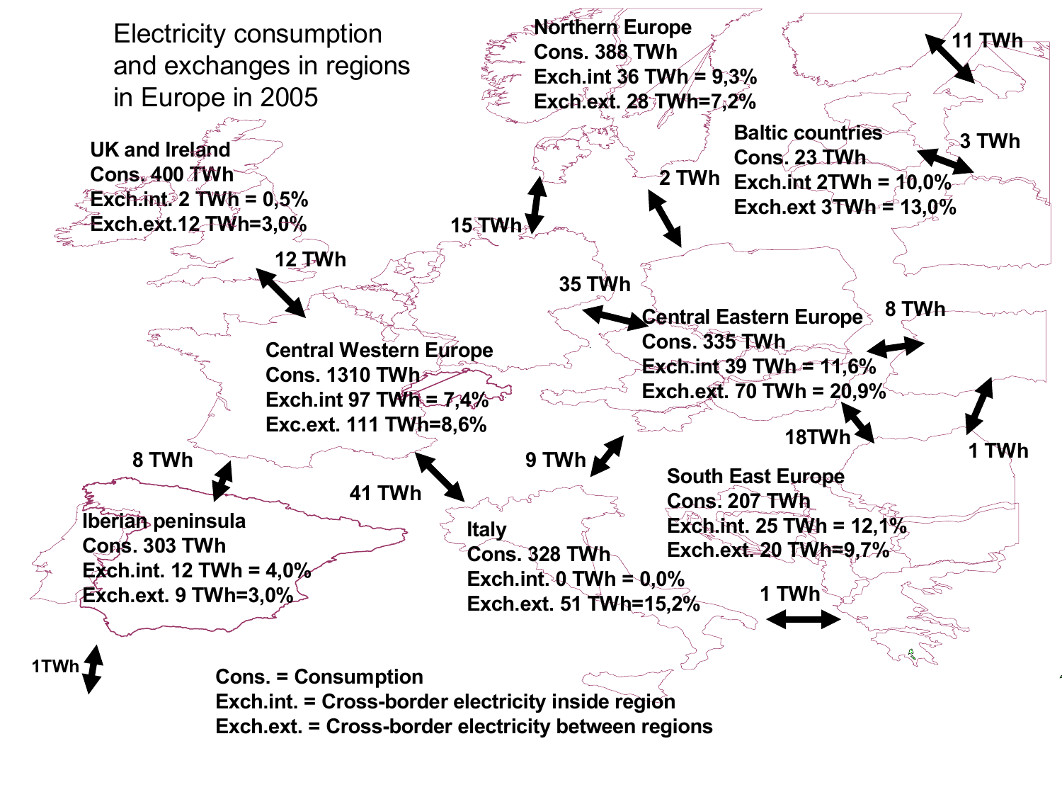# Electricity consumption and exchanges in regions in Europe in 2005

**Northern Europe**
**Cons. 388 TWh**
**Exch.int 36 TWh = 9,3%**
**Exch.ext. 28 TWh=7,2%**

**UK and Ireland**
**Cons. 400 TWh**
**Exch.int. 2 TWh = 0,5%**
**Exch.ext.12 TWh=3,0%**

**Baltic countries**
**Cons. 23 TWh**
**Exch.int 2TWh = 10,0%**
**Exch.ext 3TWh = 13,0%**

**Central Western Europe**
**Cons. 1310 TWh**
**Exch.int 97 TWh = 7,4%**
**Exc.ext. 111 TWh=8,6%**

**Central Eastern Europe**
**Cons. 335 TWh**
**Exch.int 39 TWh = 11,6%**
**Exch.ext. 70 TWh = 20,9%**

**Iberian peninsula**
**Cons. 303 TWh**
**Exch.int. 12 TWh = 4,0%**
**Exch.ext. 9 TWh=3,0%**

**Italy**
**Cons. 328 TWh**
**Exch.int. 0 TWh = 0,0%**
**Exch.ext. 51 TWh=15,2%**

**South East Europe**
**Cons. 207 TWh**
**Exch.int. 25 TWh = 12,1%**
**Exch.ext. 20 TWh=9,7%**

11 TWh, 3 TWh, 2 TWh, 15 TWh, 12 TWh, 35 TWh, 8 TWh, 18TWh, 1 TWh, 9 TWh, 41 TWh, 8 TWh, 1 TWh, 1TWh

**Cons. = Consumption**
**Exch.int. = Cross-border electricity inside region**
**Exch.ext. = Cross-border electricity between regions**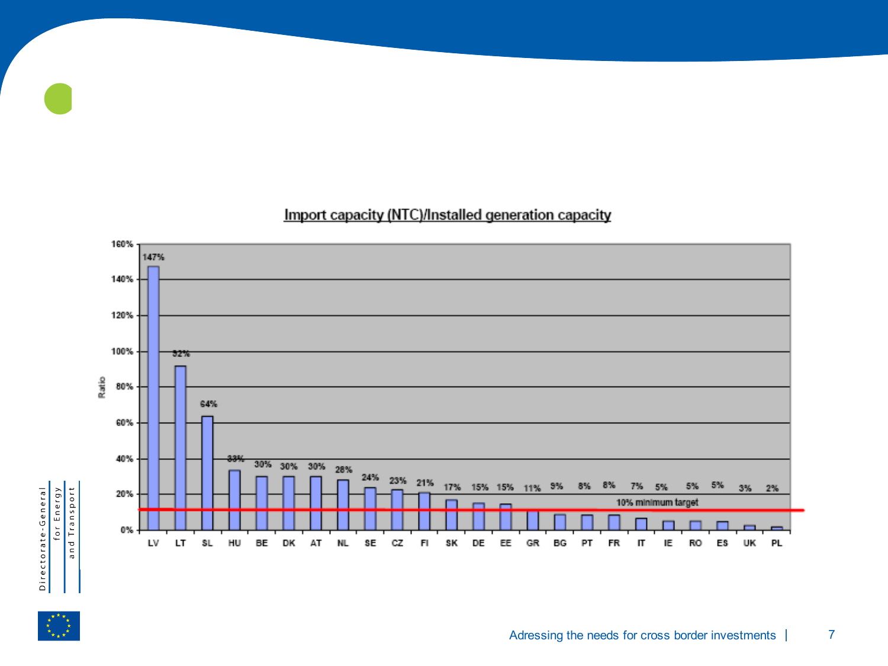## Import capacity (NTC)/Installed generation capacity

| Country | Ratio |
|---|---|
| LV | 147% |
| LT | 92% |
| SL | 64% |
| HU | 33% |
| BE | 30% |
| DK | 30% |
| AT | 30% |
| NL | 28% |
| SE | 24% |
| CZ | 23% |
| FI | 21% |
| SK | 17% |
| DE | 15% |
| EE | 15% |
| GR | 11% |
| BG | 9% |
| PT | 8% |
| FR | 8% |
| IT | 7% |
| IE | 5% |
| RO | 5% |
| ES | 5% |
| UK | 3% |
| PL | 2% |

10% minimum target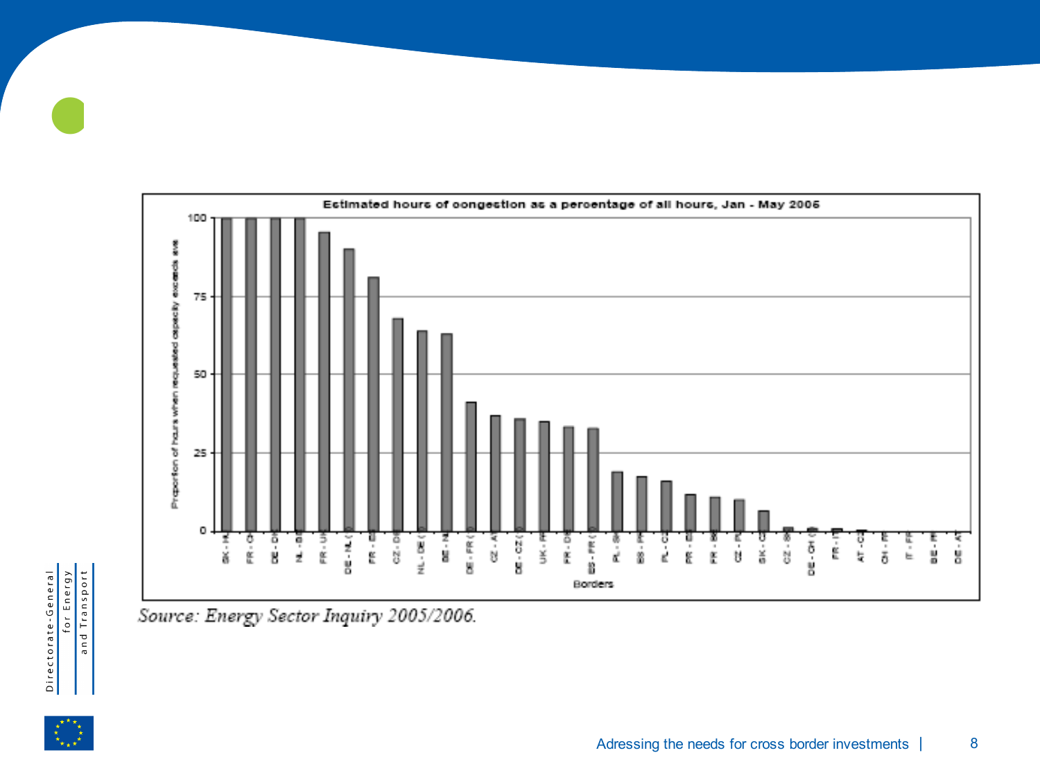**Estimated hours of congestion as a percentage of all hours, Jan - May 2006**

| Borders | Proportion of hours when requested capacity exceeds ave |
|---|---|
| SK - HU | 100 |
| FR - CH | 100 |
| DE - DK | 100 |
| NL - BE | 100 |
| FR - UK | 95 |
| DE - NL | 90 |
| FR - ES | 81 |
| CZ - DE | 68 |
| NL - DE | 64 |
| BE - NL | 63 |
| DE - FR | 41 |
| CZ - AT | 37 |
| DE - CZ | 36 |
| UK - FR | 35 |
| FR - DE | 33 |
| ES - FR | 33 |
| PL - SK | 19 |
| ES - PT | 17 |
| PL - CZ | 16 |
| PT - ES | 12 |
| FR - BE | 11 |
| CZ - PL | 10 |
| SK - CZ | 6 |
| CZ - SK | 1 |
| DE - CH | 1 |
| FR - IT | 1 |
| AT - CZ | 0 |
| CH - FR | 0 |
| IT - FR | 0 |
| BE - FR | 0 |
| DE - AT | 0 |

*Source: Energy Sector Inquiry 2005/2006.*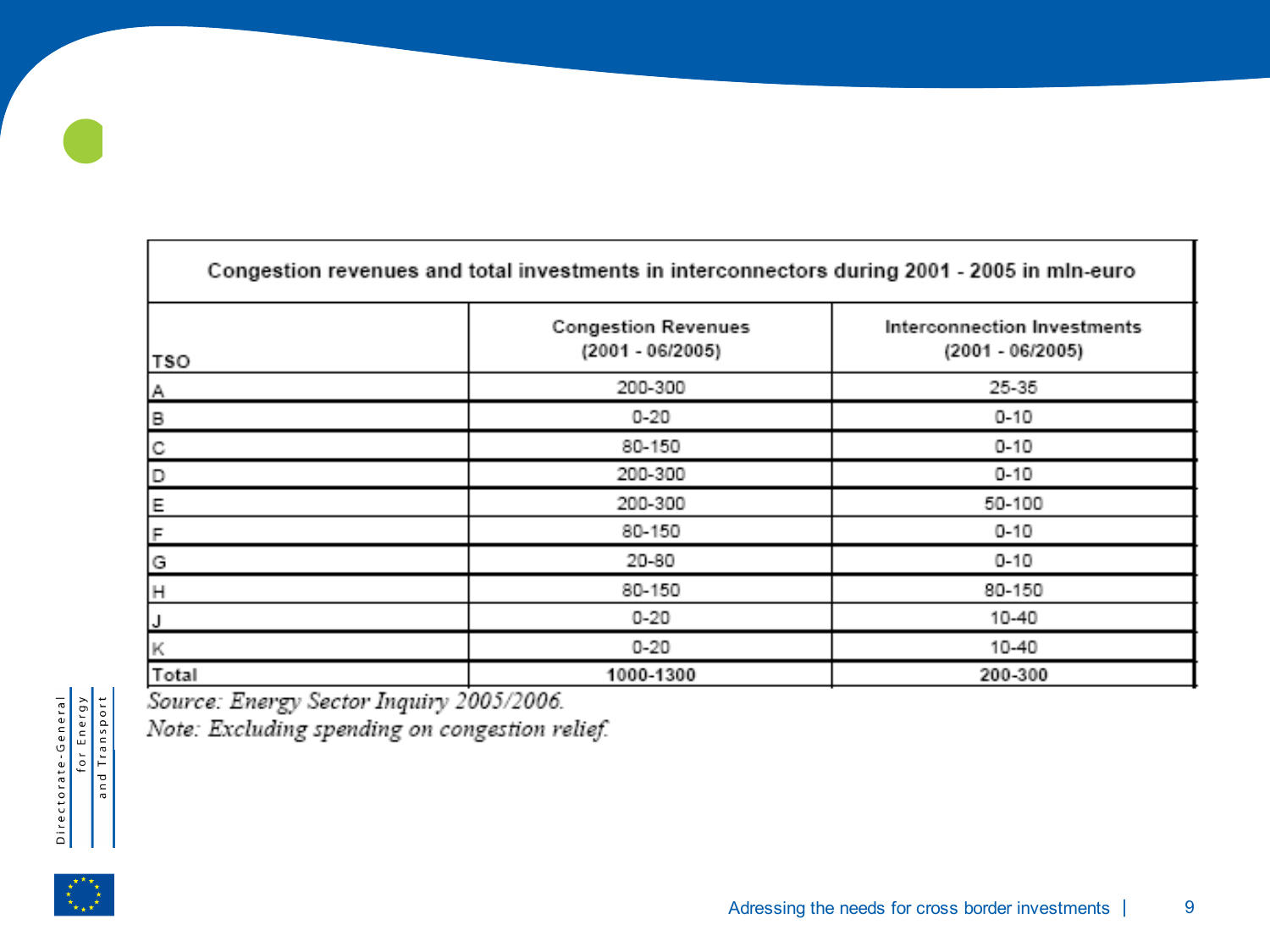| Congestion revenues and total investments in interconnectors during 2001 - 2005 in mln-euro | | |
|---|---|---|
| TSO | Congestion Revenues (2001 - 06/2005) | Interconnection Investments (2001 - 06/2005) |
| A | 200-300 | 25-35 |
| B | 0-20 | 0-10 |
| C | 80-150 | 0-10 |
| D | 200-300 | 0-10 |
| E | 200-300 | 50-100 |
| F | 80-150 | 0-10 |
| G | 20-80 | 0-10 |
| H | 80-150 | 80-150 |
| J | 0-20 | 10-40 |
| K | 0-20 | 10-40 |
| Total | **1000-1300** | **200-300** |

*Source: Energy Sector Inquiry 2005/2006.*

*Note: Excluding spending on congestion relief.*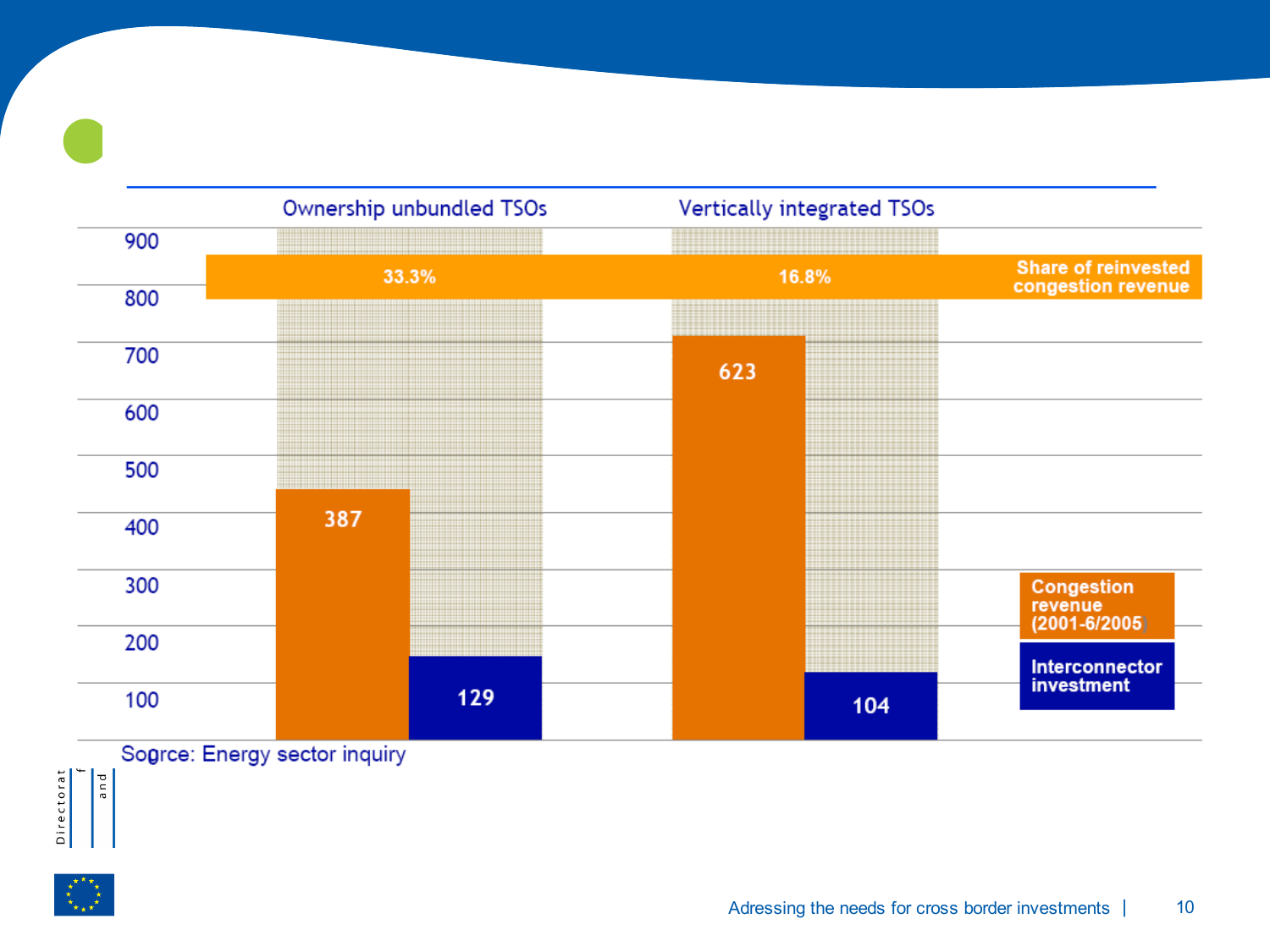| | Ownership unbundled TSOs | Vertically integrated TSOs |
|---|---|---|
| Share of reinvested congestion revenue | 33.3% | 16.8% |
| Congestion revenue (2001-6/2005) | 387 | 623 |
| Interconnector investment | 129 | 104 |

Source: Energy sector inquiry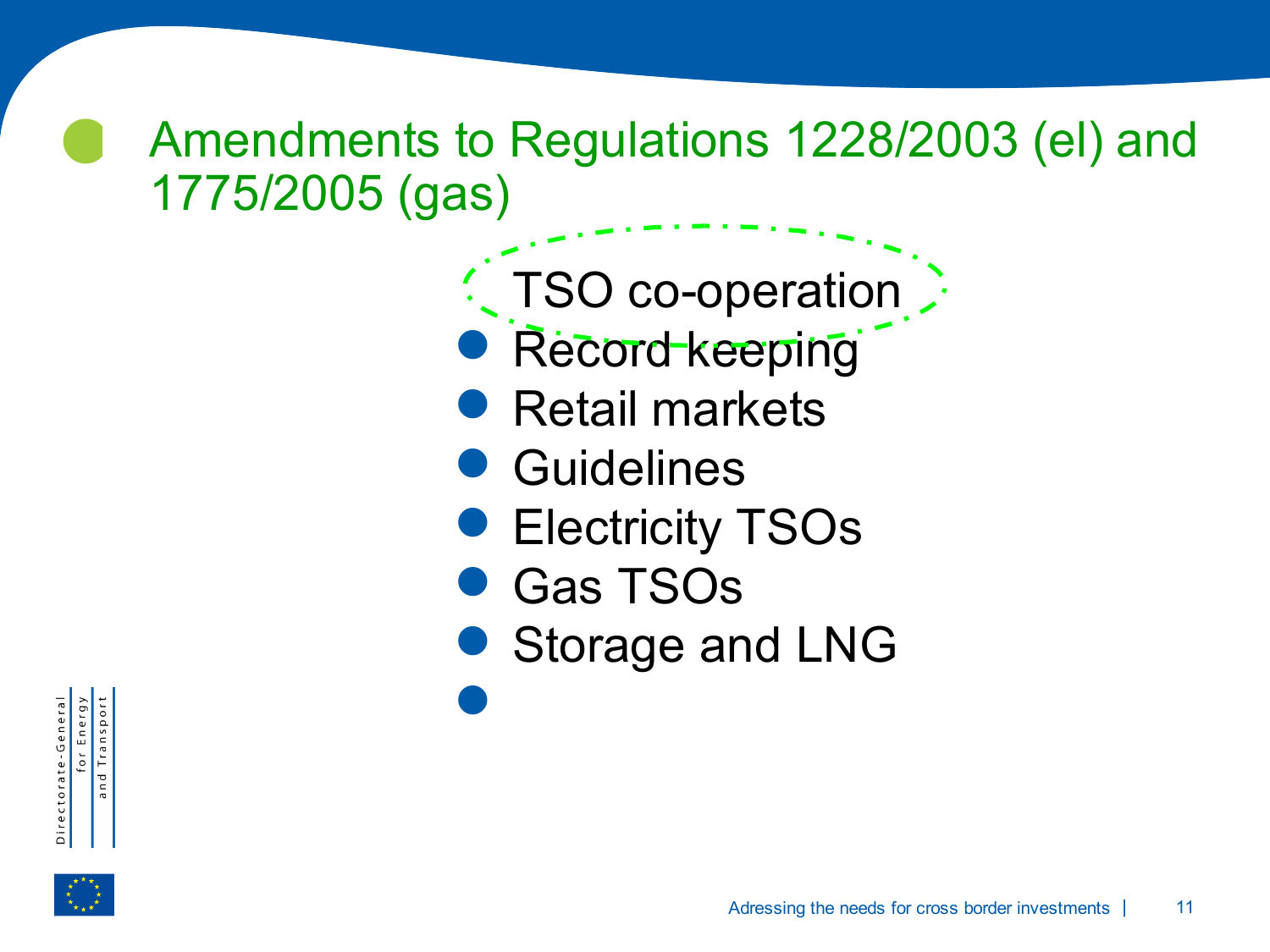- Amendments to Regulations 1228/2003 (el) and 1775/2005 (gas)

  - TSO co-operation
  - Record keeping
  - Retail markets
  - Guidelines
  - Electricity TSOs
  - Gas TSOs
  - Storage and LNG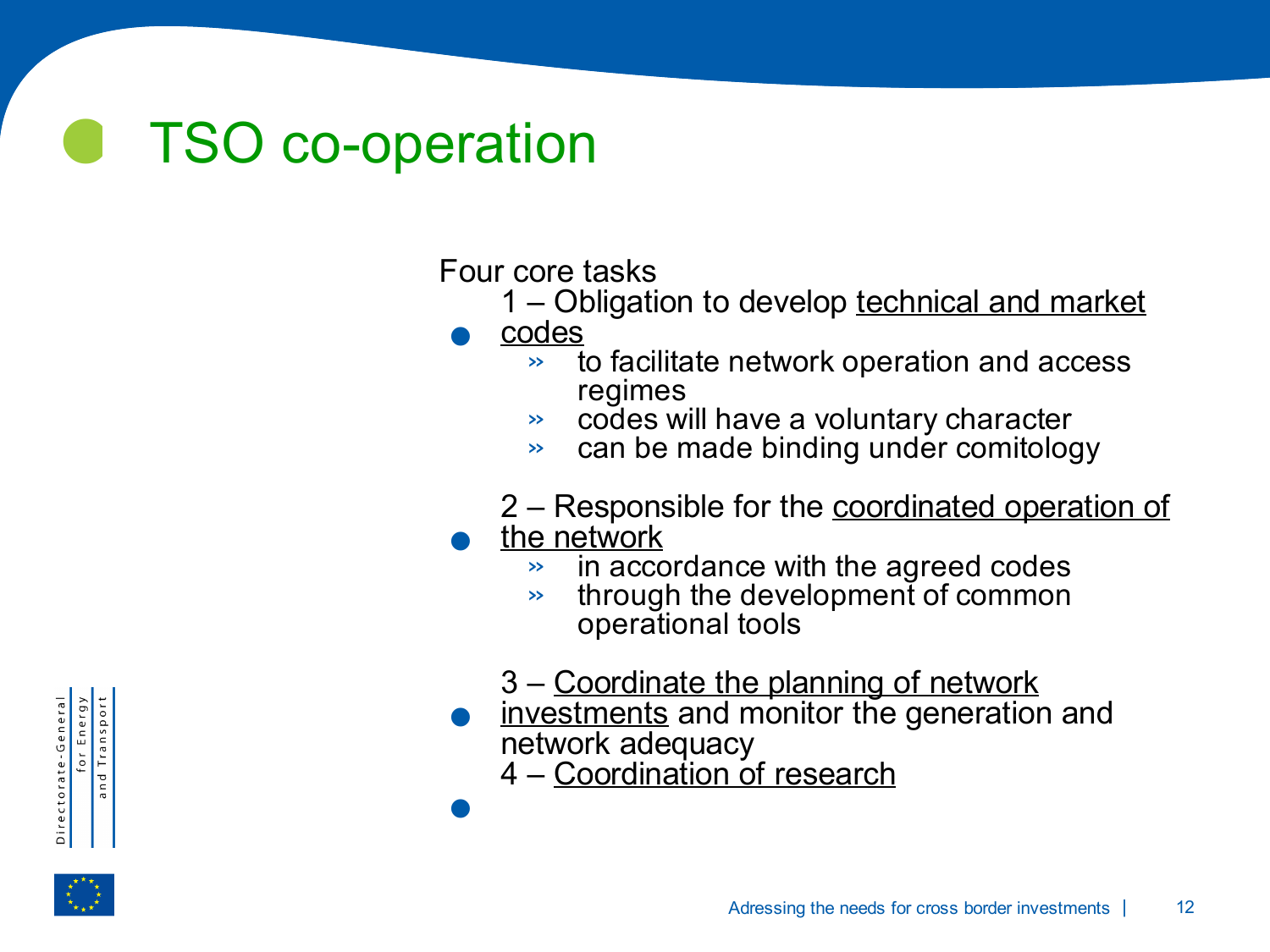# TSO co-operation

Four core tasks

- 1 – Obligation to develop technical and market codes
  - to facilitate network operation and access regimes
  - codes will have a voluntary character
  - can be made binding under comitology
- 2 – Responsible for the coordinated operation of the network
  - in accordance with the agreed codes
  - through the development of common operational tools
- 3 – Coordinate the planning of network investments and monitor the generation and network adequacy
- 4 – Coordination of research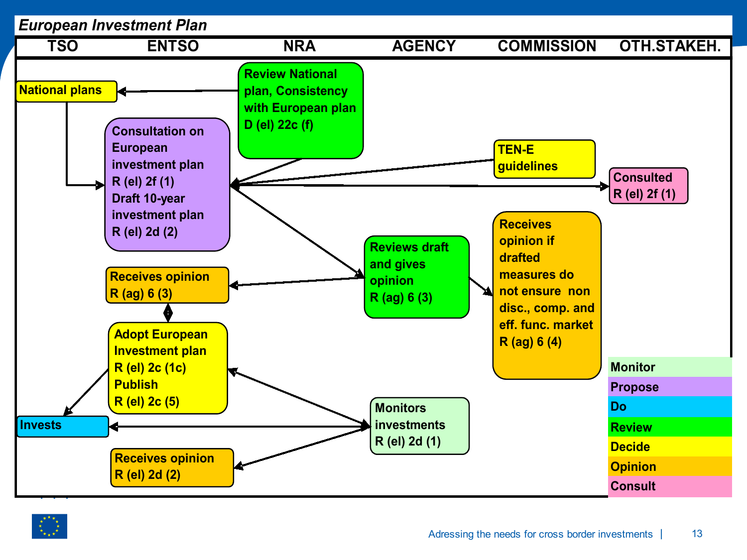# European Investment Plan

| TSO | ENTSO | NRA | AGENCY | COMMISSION | OTH.STAKEH. |
|---|---|---|---|---|---|

- **National plans** (TSO)
- **Review National plan, Consistency with European plan D (el) 22c (f)** (NRA)
- **Consultation on European investment plan R (el) 2f (1) Draft 10-year investment plan R (el) 2d (2)** (ENTSO)
- **TEN-E guidelines** (COMMISSION)
- **Consulted R (el) 2f (1)** (OTH.STAKEH.)
- **Reviews draft and gives opinion R (ag) 6 (3)** (AGENCY)
- **Receives opinion if drafted measures do not ensure non disc., comp. and eff. func. market R (ag) 6 (4)** (COMMISSION)
- **Receives opinion R (ag) 6 (3)** (ENTSO)
- **Adopt European Investment plan R (el) 2c (1c) Publish R (el) 2c (5)** (ENTSO)
- **Invests** (TSO)
- **Monitors investments R (el) 2d (1)** (AGENCY)
- **Receives opinion R (el) 2d (2)** (ENTSO)

Legend: Monitor, Propose, Do, Review, Decide, Opinion, Consult

Adressing the needs for cross border investments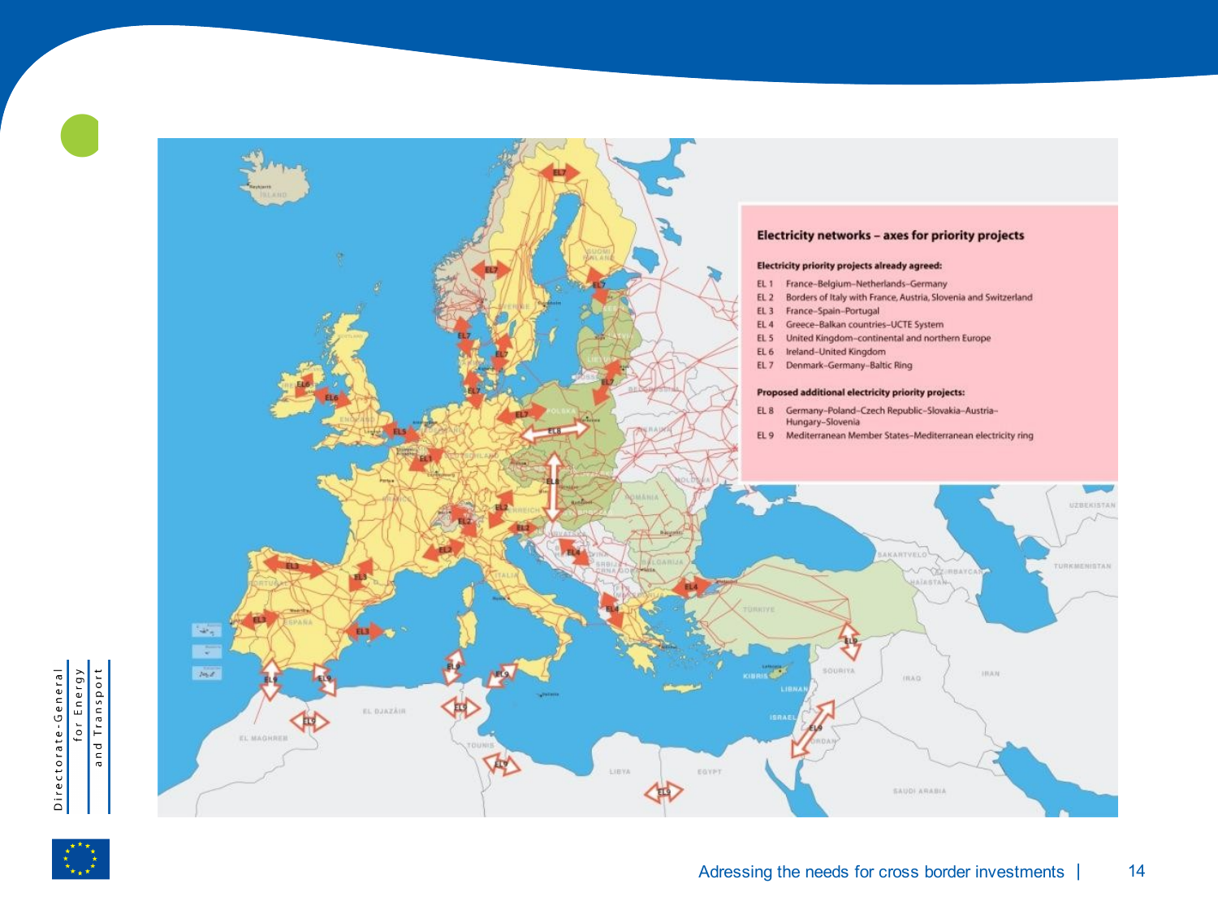## Electricity networks – axes for priority projects

**Electricity priority projects already agreed:**

- EL 1 France–Belgium–Netherlands–Germany
- EL 2 Borders of Italy with France, Austria, Slovenia and Switzerland
- EL 3 France–Spain–Portugal
- EL 4 Greece–Balkan countries–UCTE System
- EL 5 United Kingdom–continental and northern Europe
- EL 6 Ireland–United Kingdom
- EL 7 Denmark–Germany–Baltic Ring

**Proposed additional electricity priority projects:**

- EL 8 Germany–Poland–Czech Republic–Slovakia–Austria–Hungary–Slovenia
- EL 9 Mediterranean Member States–Mediterranean electricity ring

Adressing the needs for cross border investments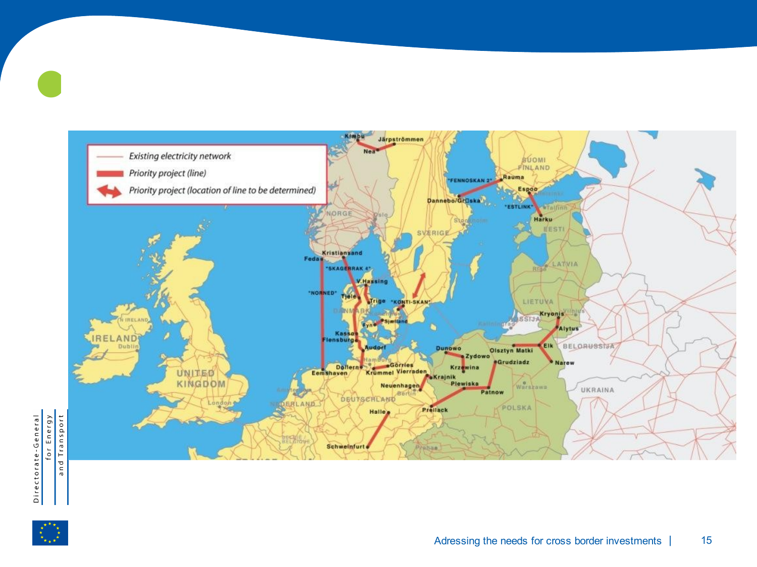Existing electricity network

Priority project (line)

Priority project (location of line to be determined)

Kiæbu, Järpströmmen, Nea, "FENNOSKAN 2", Rauma, Dannebo/Grißska, Espoo, "ESTLINK", Harku, Kristiansand, Feda, "SKAGERRAK 4", V.Hassing, "NORNED", Tjele, Trige, "KONTI-SKAN", Sjælland, Fyn, Kassø, Flensburg, Audorf, Dollern, Görries, Krümmel, Vierraden, Eemshaven, Krajnik, Neuenhagen, Dunowo, Zydowo, Krzewina, Plewiska, Olsztyn Matki, Grudziadz, Patnow, Elk, Narew, Kryonis, Alytus, Prellack, Halle, Schweinfurt

SUOMI FINLAND, NORGE, SVERIGE, EESTI, LATVIA, LIETUVA, RUSSIA, BELORUSSIJA, UKRAINA, POLSKA, DEUTSCHLAND, NEDERLAND, DANMARK, UNITED KINGDOM, IRELAND, N IRELAND

Adressing the needs for cross border investments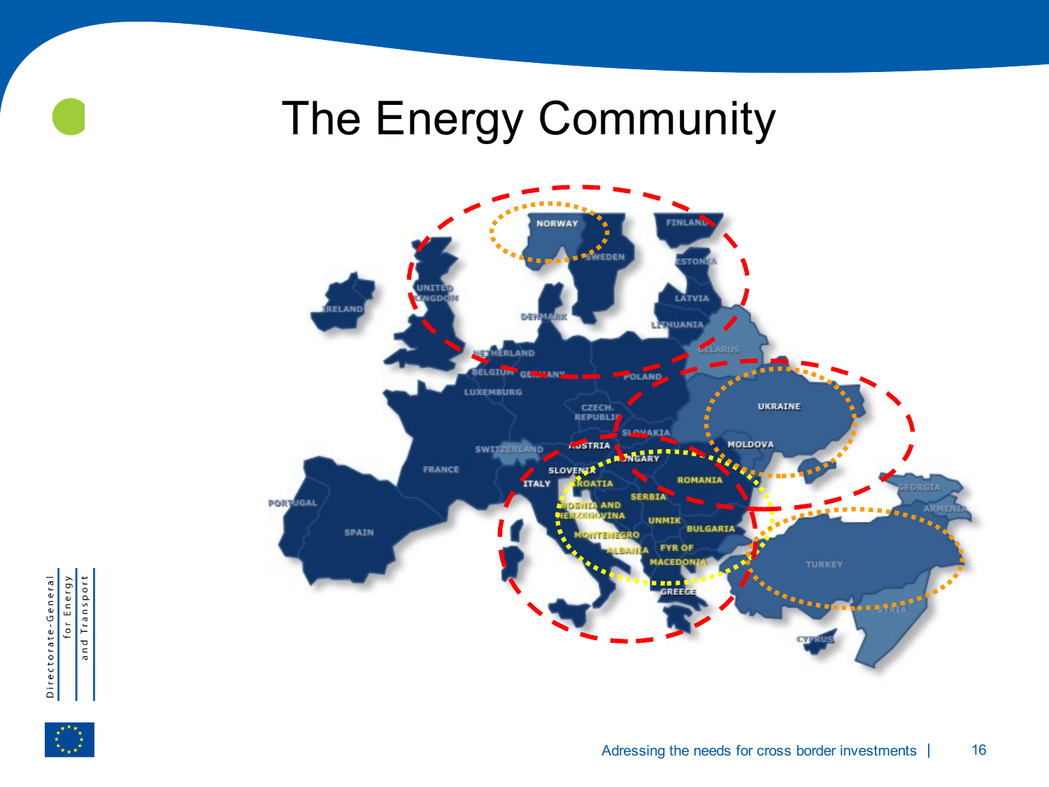# The Energy Community

NORWAY
FINLAND
SWEDEN
ESTONIA
LATVIA
LITHUANIA
BELARUS
UNITED KINGDOM
IRELAND
DENMARK
NETHERLAND
BELGIUM
GERMANY
POLAND
LUXEMBURG
CZECH. REPUBLIC
SLOVAKIA
UKRAINE
MOLDOVA
SWITZERLAND
AUSTRIA
HUNGARY
FRANCE
SLOVENIA
CROATIA
ROMANIA
ITALY
BOSNIA AND HERZEGOVINA
SERBIA
PORTUGAL
SPAIN
UNMIK
BULGARIA
MONTENEGRO
ALBANIA
FYR OF MACEDONIA
GREECE
GEORGIA
ARMENIA
TURKEY
SYRIA
CYPRUS

Adressing the needs for cross border investments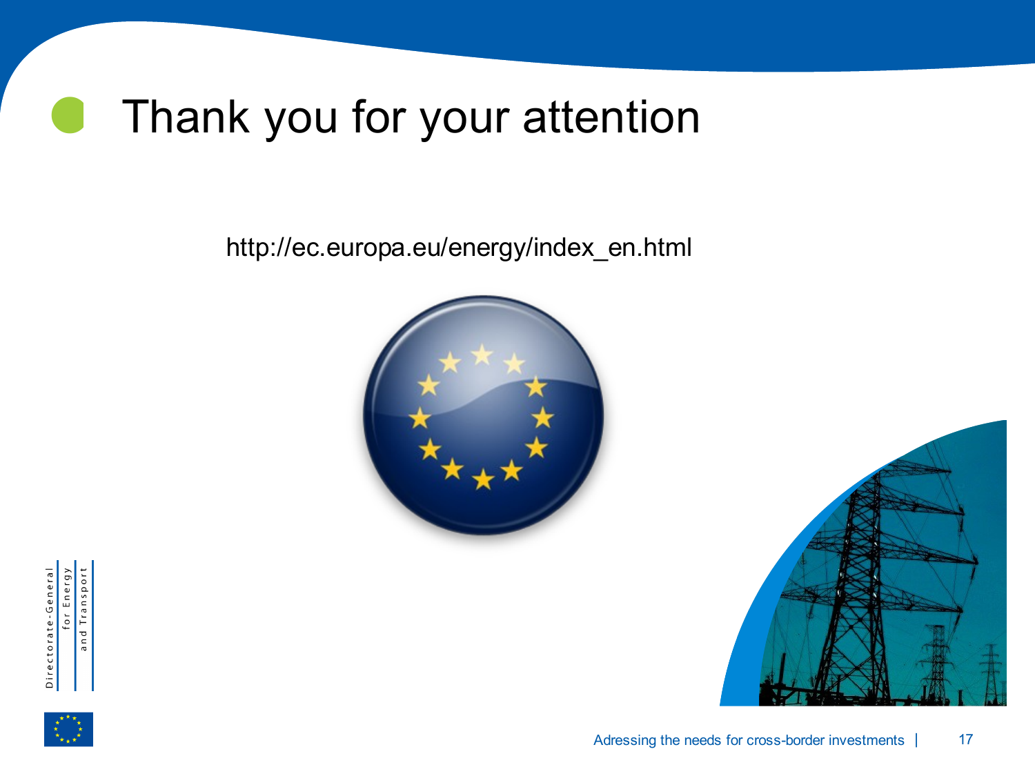# Thank you for your attention

http://ec.europa.eu/energy/index_en.html